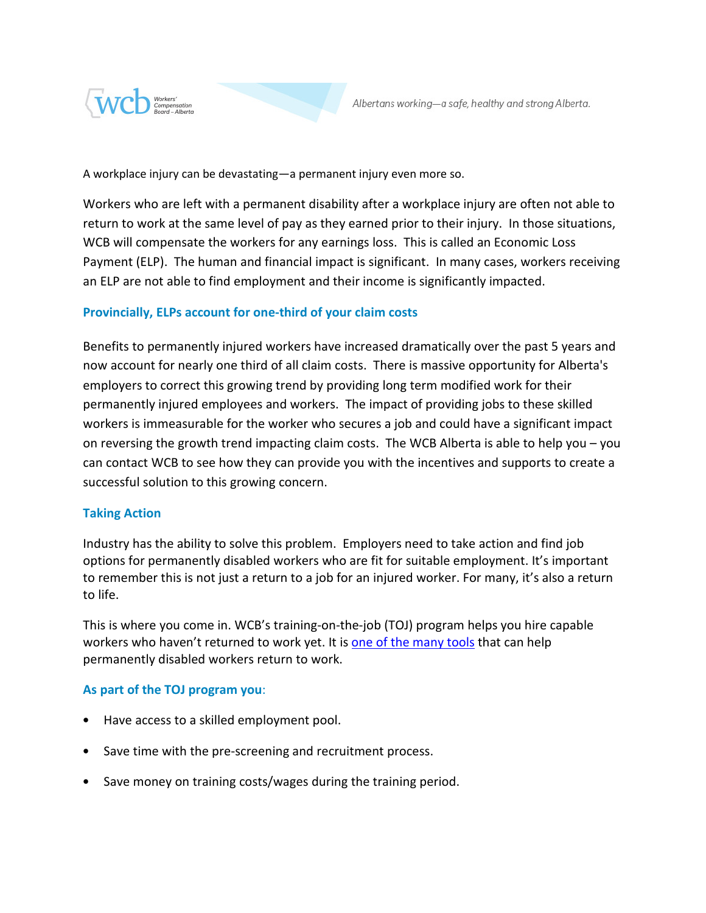A workplace injury can be devastating—a permanent injury even more so.

Workers who are left with a permanent disability after a workplace injury are often not able to return to work at the same level of pay as they earned prior to their injury. In those situations, WCB will compensate the workers for any earnings loss. This is called an Economic Loss Payment (ELP). The human and financial impact is significant. In many cases, workers receiving an ELP are not able to find employment and their income is significantly impacted.

## Provincially, ELPs account for one-third of your claim costs

Benefits to permanently injured workers have increased dramatically over the past 5 years and now account for nearly one third of all claim costs. There is massive opportunity for Alberta's employers to correct this growing trend by providing long term modified work for their permanently injured employees and workers. The impact of providing jobs to these skilled workers is immeasurable for the worker who secures a job and could have a significant impact on reversing the growth trend impacting claim costs. The WCB Alberta is able to help you – you can contact WCB to see how they can provide you with the incentives and supports to create a successful solution to this growing concern.

## Taking Action

Industry has the ability to solve this problem. Employers need to take action and find job options for permanently disabled workers who are fit for suitable employment. It's important to remember this is not just a return to a job for an injured worker. For many, it's also a return to life.

This is where you come in. WCB's training-on-the-job (TOJ) program helps you hire capable workers who haven't returned to work yet. It is [one of the many tools] that can help permanently disabled workers return to work.

## As part of the TOJ program you:

- Have access to a skilled employment pool.
- Save time with the pre-screening and recruitment process.
- Save money on training costs/wages during the training period.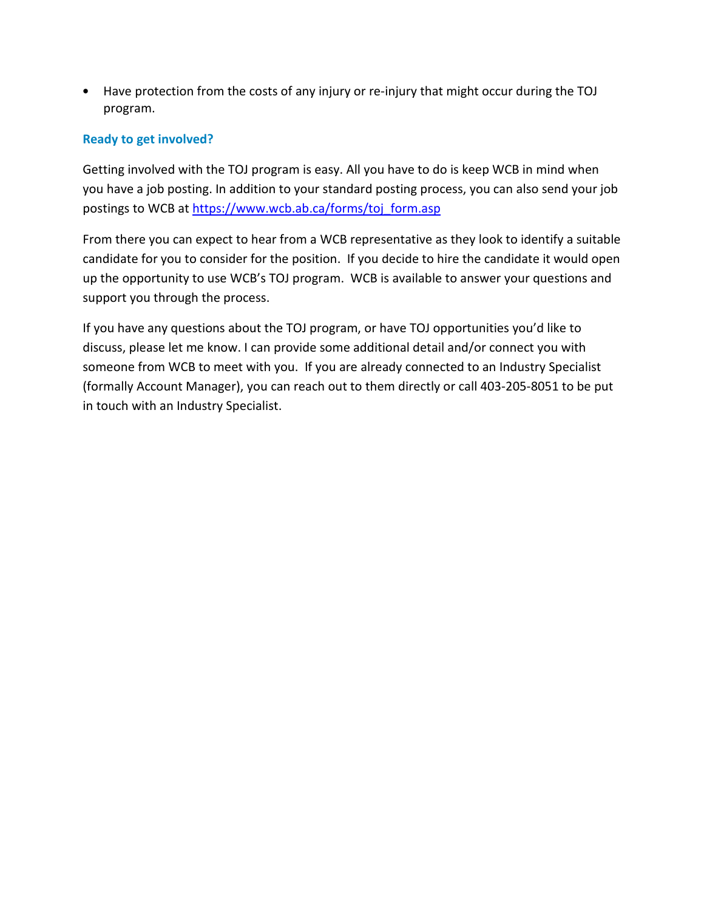- Have protection from the costs of any injury or re-injury that might occur during the TOJ program.

## Ready to get involved?

Getting involved with the TOJ program is easy. All you have to do is keep WCB in mind when you have a job posting. In addition to your standard posting process, you can also send your job postings to WCB at [https://www.wcb.ab.ca/forms/toj_form.asp](https://www.wcb.ab.ca/forms/toj_form.asp)

From there you can expect to hear from a WCB representative as they look to identify a suitable candidate for you to consider for the position. If you decide to hire the candidate it would open up the opportunity to use WCB's TOJ program. WCB is available to answer your questions and support you through the process.

If you have any questions about the TOJ program, or have TOJ opportunities you'd like to discuss, please let me know. I can provide some additional detail and/or connect you with someone from WCB to meet with you. If you are already connected to an Industry Specialist (formally Account Manager), you can reach out to them directly or call 403-205-8051 to be put in touch with an Industry Specialist.